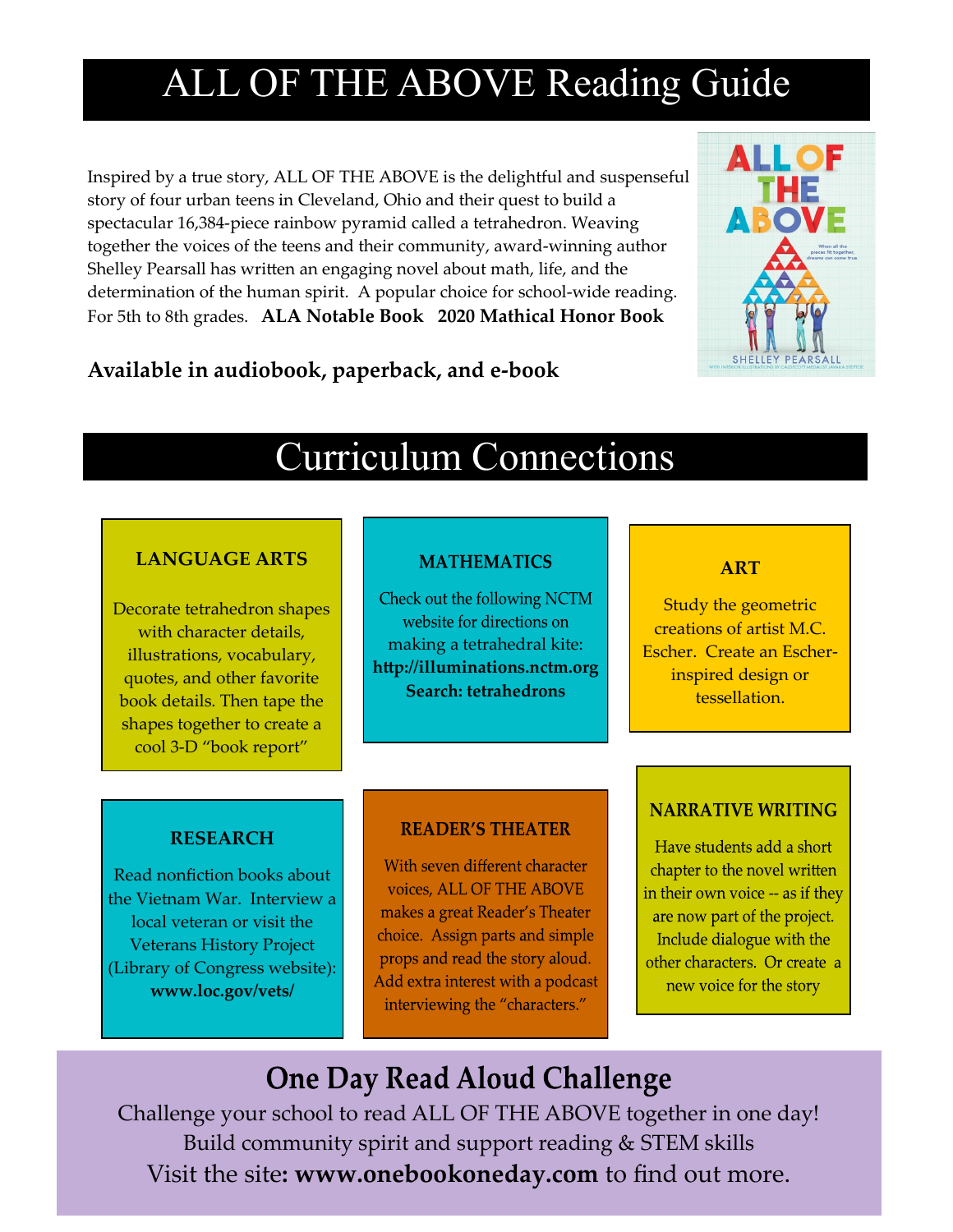# ALL OF THE ABOVE Reading Guide

Inspired by a true story, ALL OF THE ABOVE is the delightful and suspenseful story of four urban teens in Cleveland, Ohio and their quest to build a spectacular 16,384-piece rainbow pyramid called a tetrahedron. Weaving together the voices of the teens and their community, award-winning author Shelley Pearsall has written an engaging novel about math, life, and the determination of the human spirit. A popular choice for school-wide reading. For 5th to 8th grades. **ALA Notable Book 2020 Mathical Honor Book**

**Available in audiobook, paperback, and e-book**

# Curriculum Connections

### LANGUAGE ARTS

Decorate tetrahedron shapes with character details, illustrations, vocabulary, quotes, and other favorite book details. Then tape the shapes together to create a cool 3-D "book report"

### MATHEMATICS

Check out the following NCTM website for directions on making a tetrahedral kite: **http://illuminations.nctm.org Search: tetrahedrons**

### ART

Study the geometric creations of artist M.C. Escher. Create an Escher-inspired design or tessellation.

### RESEARCH

Read nonfiction books about the Vietnam War. Interview a local veteran or visit the Veterans History Project (Library of Congress website): **www.loc.gov/vets/**

### READER'S THEATER

With seven different character voices, ALL OF THE ABOVE makes a great Reader's Theater choice. Assign parts and simple props and read the story aloud. Add extra interest with a podcast interviewing the "characters."

### NARRATIVE WRITING

Have students add a short chapter to the novel written in their own voice -- as if they are now part of the project. Include dialogue with the other characters. Or create a new voice for the story

## One Day Read Aloud Challenge

Challenge your school to read ALL OF THE ABOVE together in one day! Build community spirit and support reading & STEM skills

Visit the site**: www.onebookoneday.com** to find out more.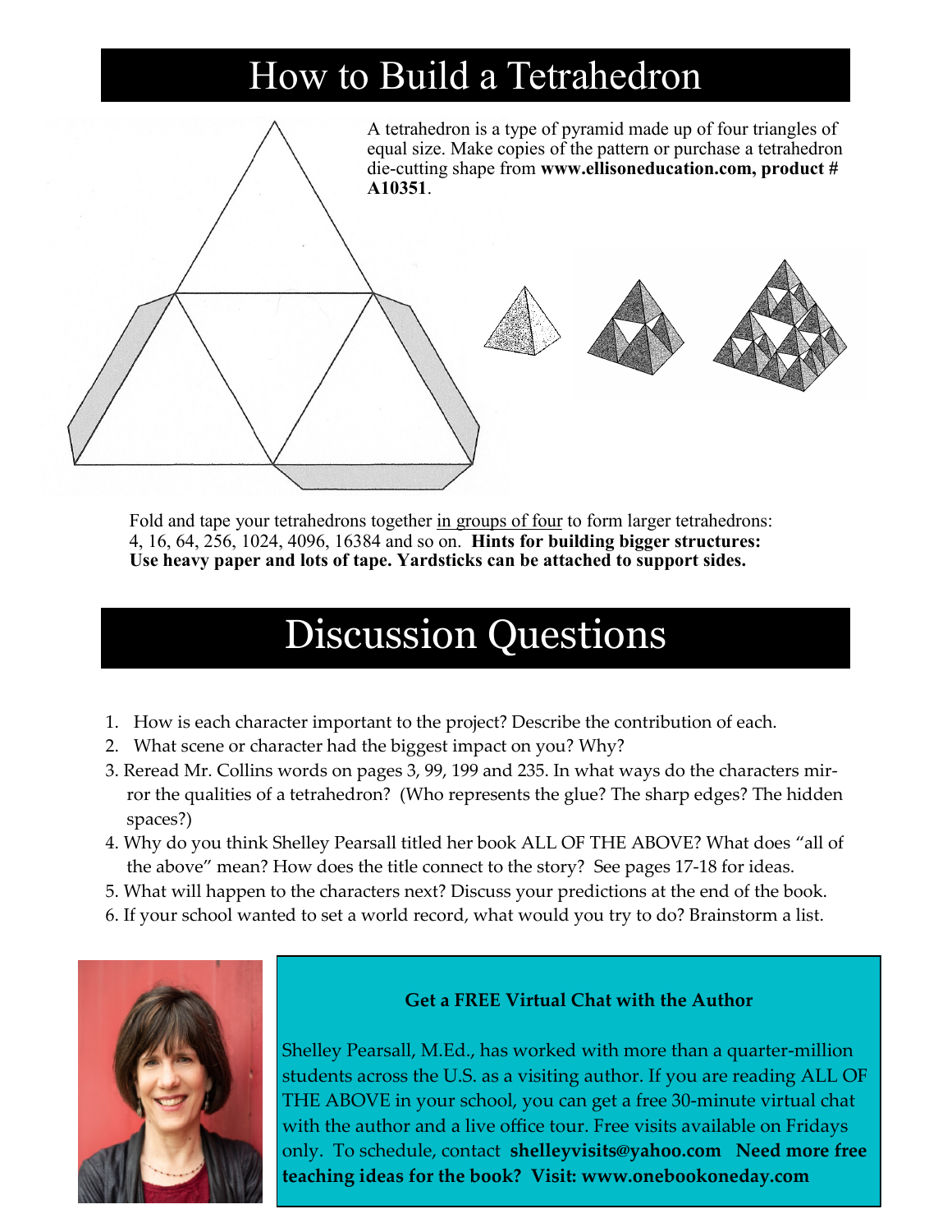# How to Build a Tetrahedron

A tetrahedron is a type of pyramid made up of four triangles of equal size. Make copies of the pattern or purchase a tetrahedron die-cutting shape from **www.ellisoneducation.com, product # A10351**.

Fold and tape your tetrahedrons together in groups of four to form larger tetrahedrons: 4, 16, 64, 256, 1024, 4096, 16384 and so on. **Hints for building bigger structures: Use heavy paper and lots of tape. Yardsticks can be attached to support sides.**

# Discussion Questions

1. How is each character important to the project? Describe the contribution of each.
2. What scene or character had the biggest impact on you? Why?
3. Reread Mr. Collins words on pages 3, 99, 199 and 235. In what ways do the characters mirror the qualities of a tetrahedron? (Who represents the glue? The sharp edges? The hidden spaces?)
4. Why do you think Shelley Pearsall titled her book ALL OF THE ABOVE? What does "all of the above" mean? How does the title connect to the story? See pages 17-18 for ideas.
5. What will happen to the characters next? Discuss your predictions at the end of the book.
6. If your school wanted to set a world record, what would you try to do? Brainstorm a list.

**Get a FREE Virtual Chat with the Author**

Shelley Pearsall, M.Ed., has worked with more than a quarter-million students across the U.S. as a visiting author. If you are reading ALL OF THE ABOVE in your school, you can get a free 30-minute virtual chat with the author and a live office tour. Free visits available on Fridays only. To schedule, contact **shelleyvisits@yahoo.com** **Need more free teaching ideas for the book? Visit: www.onebookoneday.com**